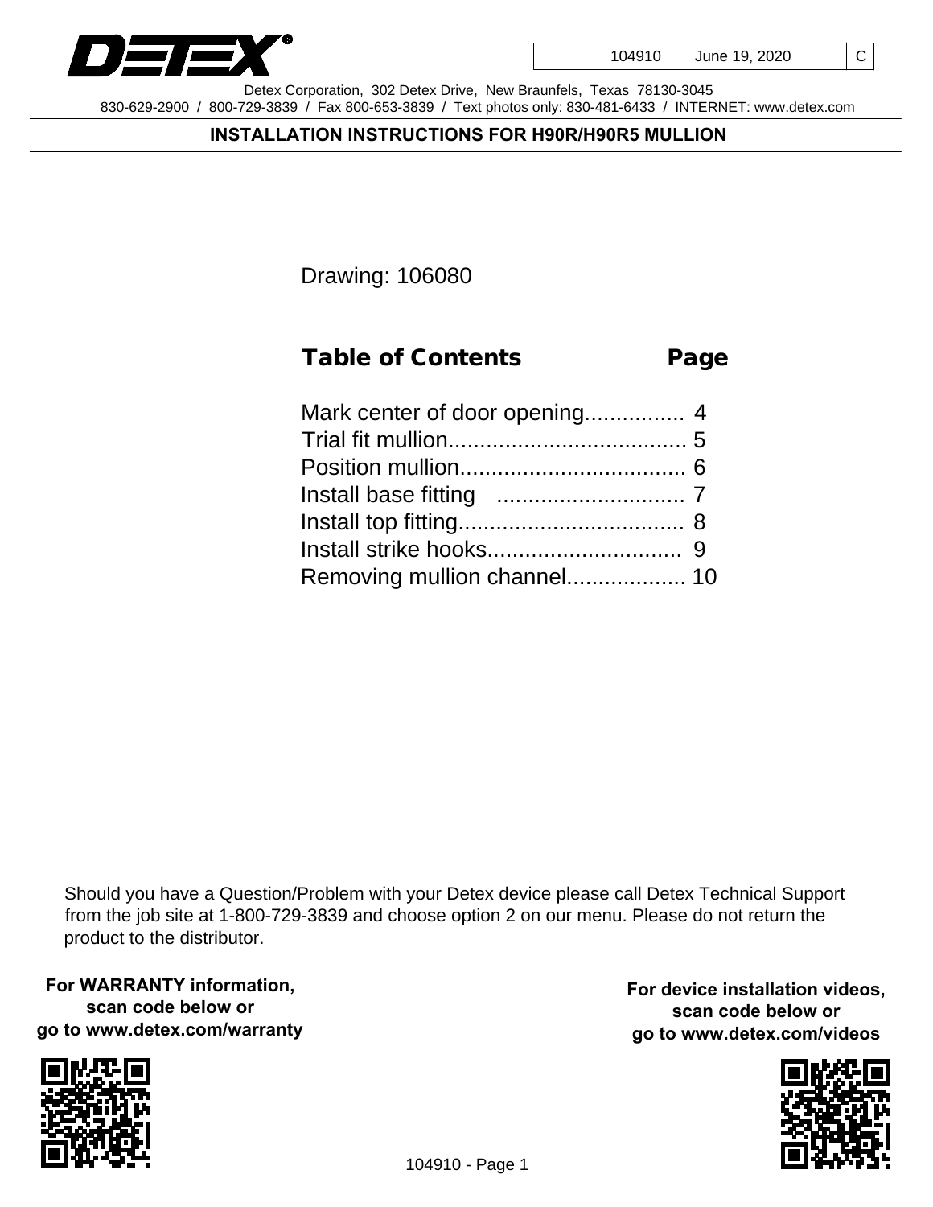DETEX®

104910 | June 19, 2020 | C

Detex Corporation, 302 Detex Drive, New Braunfels, Texas 78130-3045
830-629-2900 / 800-729-3839 / Fax 800-653-3839 / Text photos only: 830-481-6433 / INTERNET: www.detex.com

# INSTALLATION INSTRUCTIONS FOR H90R/H90R5 MULLION

Drawing: 106080

| Table of Contents | Page |
|---|---|
| Mark center of door opening | 4 |
| Trial fit mullion | 5 |
| Position mullion | 6 |
| Install base fitting | 7 |
| Install top fitting | 8 |
| Install strike hooks | 9 |
| Removing mullion channel | 10 |

Should you have a Question/Problem with your Detex device please call Detex Technical Support from the job site at 1-800-729-3839 and choose option 2 on our menu. Please do not return the product to the distributor.

**For WARRANTY information, scan code below or go to www.detex.com/warranty**

**For device installation videos, scan code below or go to www.detex.com/videos**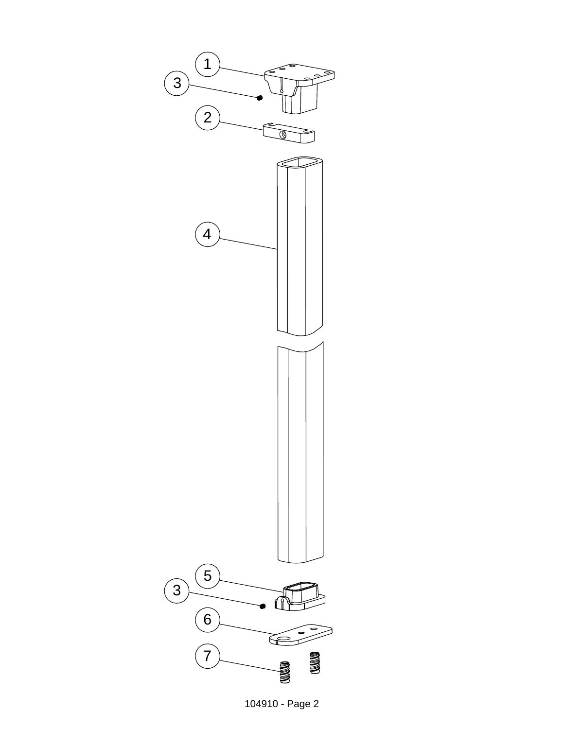1

3

2

4

5

3

6

7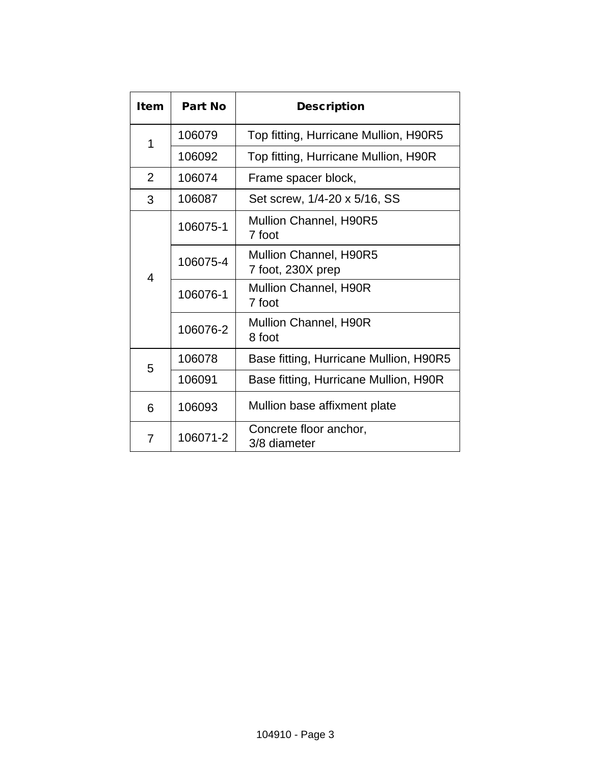| Item | Part No | Description |
|---|---|---|
| 1 | 106079 | Top fitting, Hurricane Mullion, H90R5 |
| | 106092 | Top fitting, Hurricane Mullion, H90R |
| 2 | 106074 | Frame spacer block, |
| 3 | 106087 | Set screw, 1/4-20 x 5/16, SS |
| 4 | 106075-1 | Mullion Channel, H90R5<br>7 foot |
| | 106075-4 | Mullion Channel, H90R5<br>7 foot, 230X prep |
| | 106076-1 | Mullion Channel, H90R<br>7 foot |
| | 106076-2 | Mullion Channel, H90R<br>8 foot |
| 5 | 106078 | Base fitting, Hurricane Mullion, H90R5 |
| | 106091 | Base fitting, Hurricane Mullion, H90R |
| 6 | 106093 | Mullion base affixment plate |
| 7 | 106071-2 | Concrete floor anchor,<br>3/8 diameter |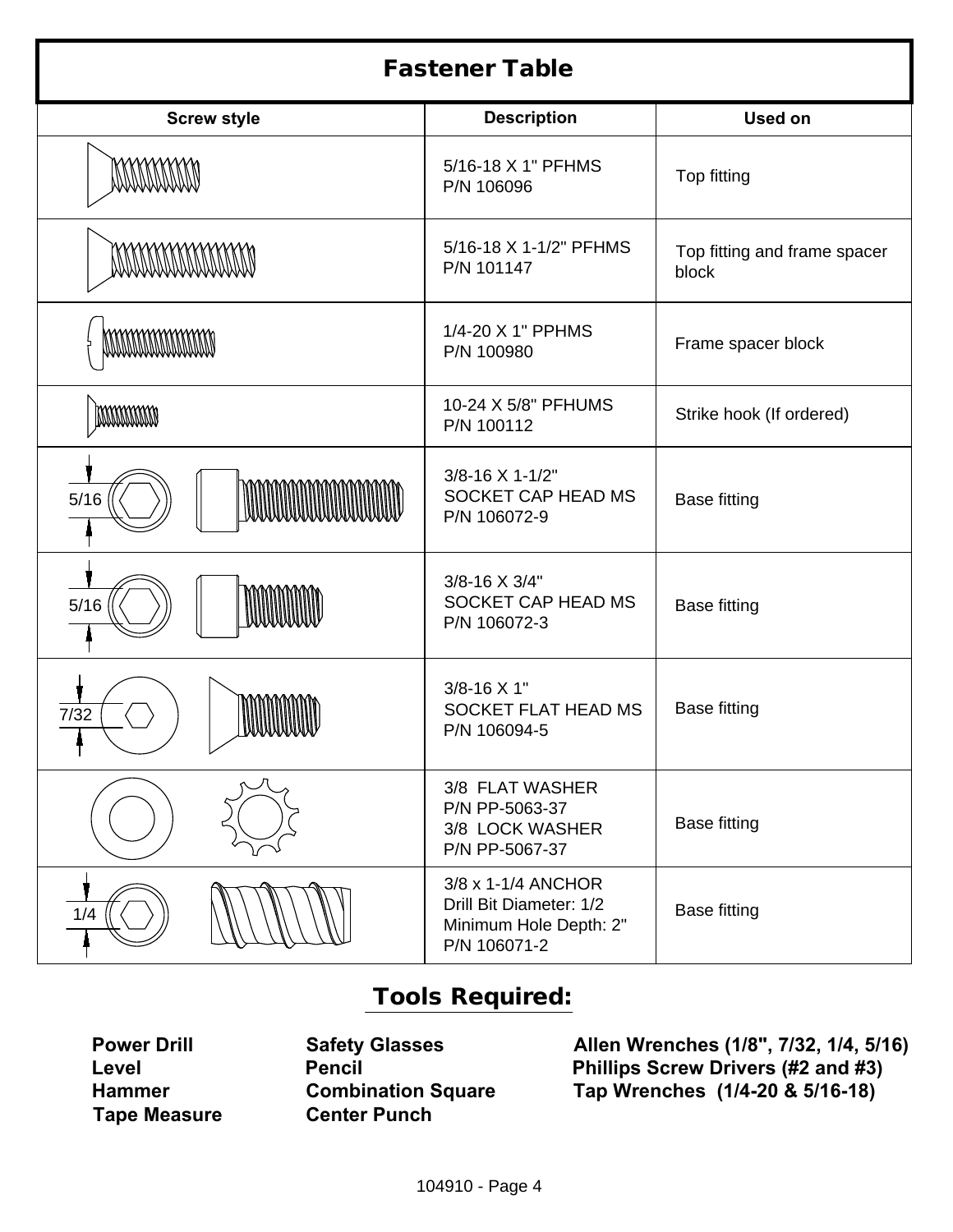# Fastener Table

| Screw style | Description | Used on |
|---|---|---|
| | 5/16-18 X 1" PFHMS<br>P/N 106096 | Top fitting |
| | 5/16-18 X 1-1/2" PFHMS<br>P/N 101147 | Top fitting and frame spacer block |
| | 1/4-20 X 1" PPHMS<br>P/N 100980 | Frame spacer block |
| | 10-24 X 5/8" PFHUMS<br>P/N 100112 | Strike hook (If ordered) |
| 5/16 | 3/8-16 X 1-1/2"<br>SOCKET CAP HEAD MS<br>P/N 106072-9 | Base fitting |
| 5/16 | 3/8-16 X 3/4"<br>SOCKET CAP HEAD MS<br>P/N 106072-3 | Base fitting |
| 7/32 | 3/8-16 X 1"<br>SOCKET FLAT HEAD MS<br>P/N 106094-5 | Base fitting |
| | 3/8 FLAT WASHER<br>P/N PP-5063-37<br>3/8 LOCK WASHER<br>P/N PP-5067-37 | Base fitting |
| 1/4 | 3/8 x 1-1/4 ANCHOR<br>Drill Bit Diameter: 1/2<br>Minimum Hole Depth: 2"<br>P/N 106071-2 | Base fitting |

## Tools Required:

**Power Drill**
**Level**
**Hammer**
**Tape Measure**

**Safety Glasses**
**Pencil**
**Combination Square**
**Center Punch**

**Allen Wrenches (1/8", 7/32, 1/4, 5/16)**
**Phillips Screw Drivers (#2 and #3)**
**Tap Wrenches (1/4-20 & 5/16-18)**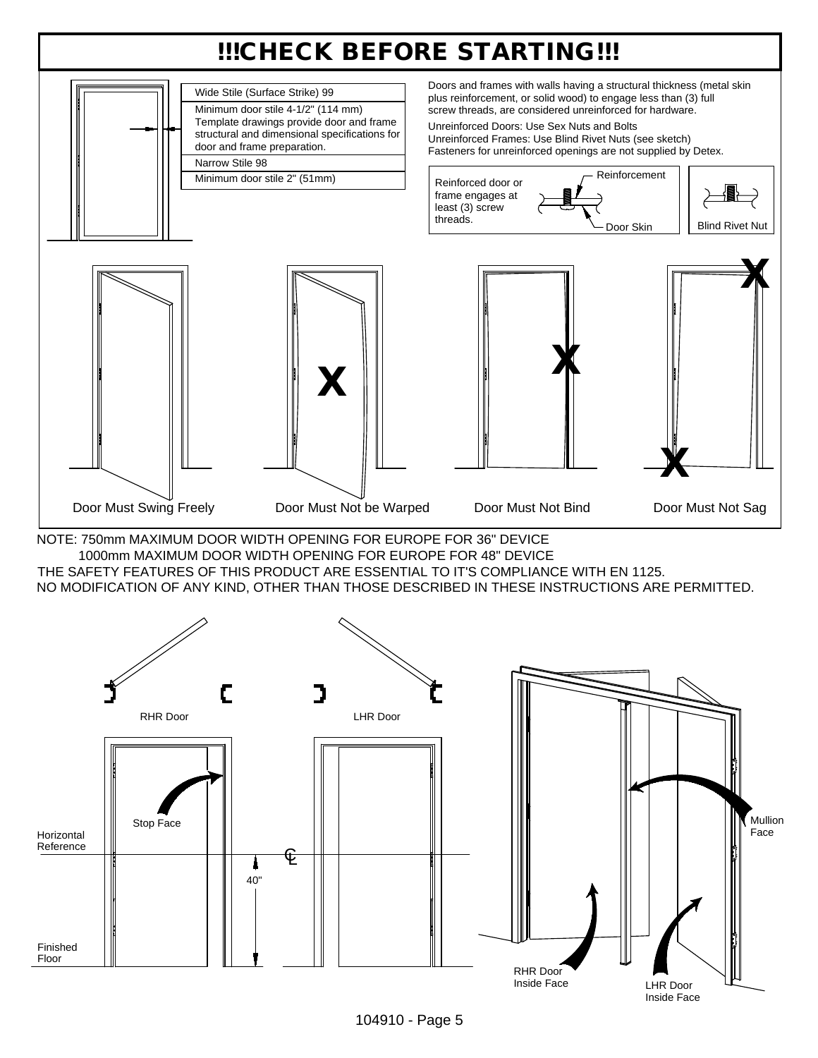# !!!CHECK BEFORE STARTING!!!

| Wide Stile (Surface Strike) 99 |
|---|
| Minimum door stile 4-1/2" (114 mm) Template drawings provide door and frame structural and dimensional specifications for door and frame preparation. |
| Narrow Stile 98 |
| Minimum door stile 2" (51mm) |

Doors and frames with walls having a structural thickness (metal skin plus reinforcement, or solid wood) to engage less than (3) full screw threads, are considered unreinforced for hardware.

Unreinforced Doors: Use Sex Nuts and Bolts
Unreinforced Frames: Use Blind Rivet Nuts (see sketch)
Fasteners for unreinforced openings are not supplied by Detex.

Reinforced door or frame engages at least (3) screw threads.

Reinforcement

Door Skin

Blind Rivet Nut

Door Must Swing Freely

Door Must Not be Warped

Door Must Not Bind

Door Must Not Sag

NOTE: 750mm MAXIMUM DOOR WIDTH OPENING FOR EUROPE FOR 36" DEVICE
1000mm MAXIMUM DOOR WIDTH OPENING FOR EUROPE FOR 48" DEVICE
THE SAFETY FEATURES OF THIS PRODUCT ARE ESSENTIAL TO IT'S COMPLIANCE WITH EN 1125.
NO MODIFICATION OF ANY KIND, OTHER THAN THOSE DESCRIBED IN THESE INSTRUCTIONS ARE PERMITTED.

RHR Door

LHR Door

Stop Face

Horizontal Reference

℄

40"

Finished Floor

Mullion Face

RHR Door Inside Face

LHR Door Inside Face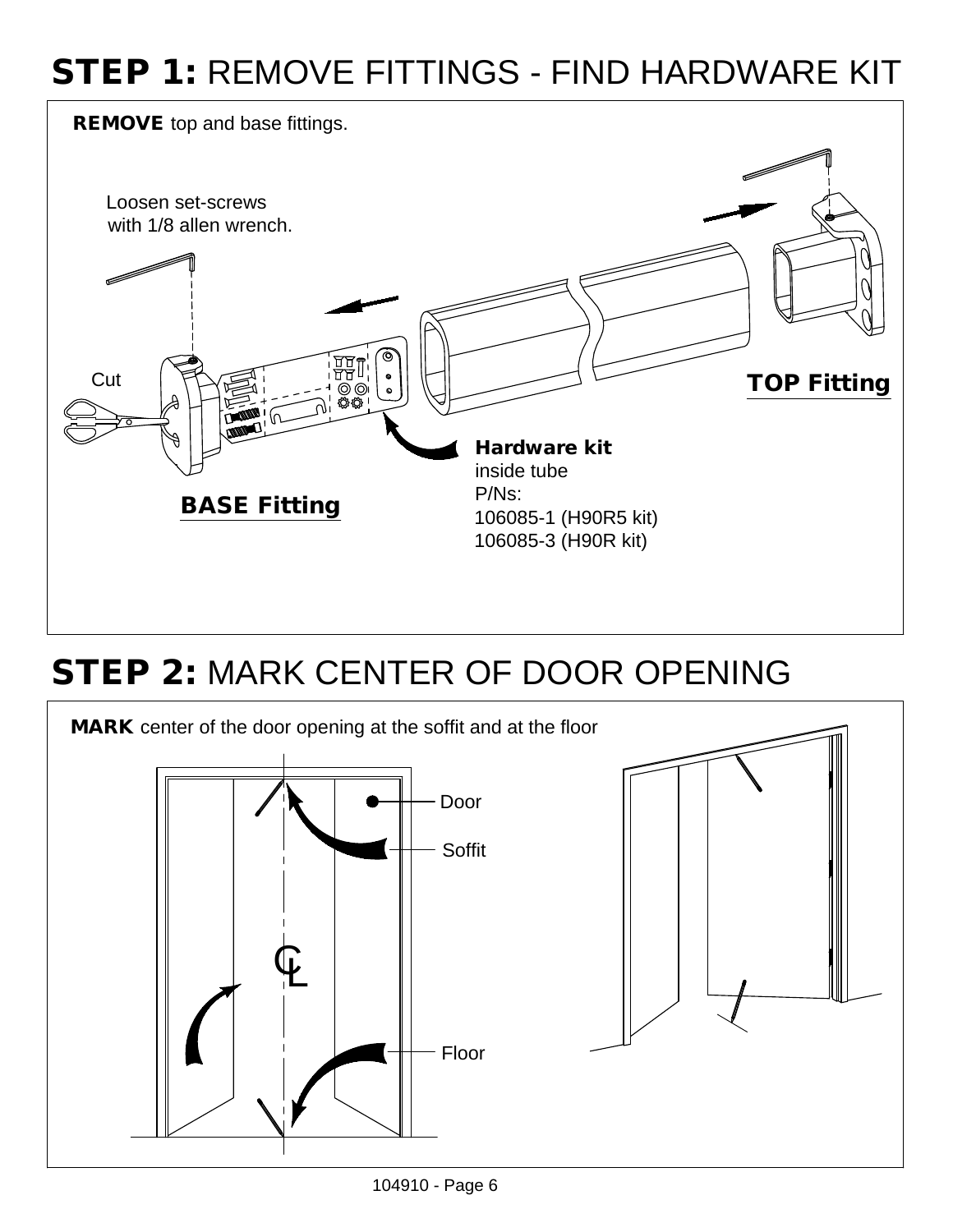# **STEP 1:** REMOVE FITTINGS - FIND HARDWARE KIT

**REMOVE** top and base fittings.

Loosen set-screws with 1/8 allen wrench.

Cut

**TOP Fitting**

**BASE Fitting**

**Hardware kit**
inside tube
P/Ns:
106085-1 (H90R5 kit)
106085-3 (H90R kit)

# **STEP 2:** MARK CENTER OF DOOR OPENING

**MARK** center of the door opening at the soffit and at the floor

Door

Soffit

CL

Floor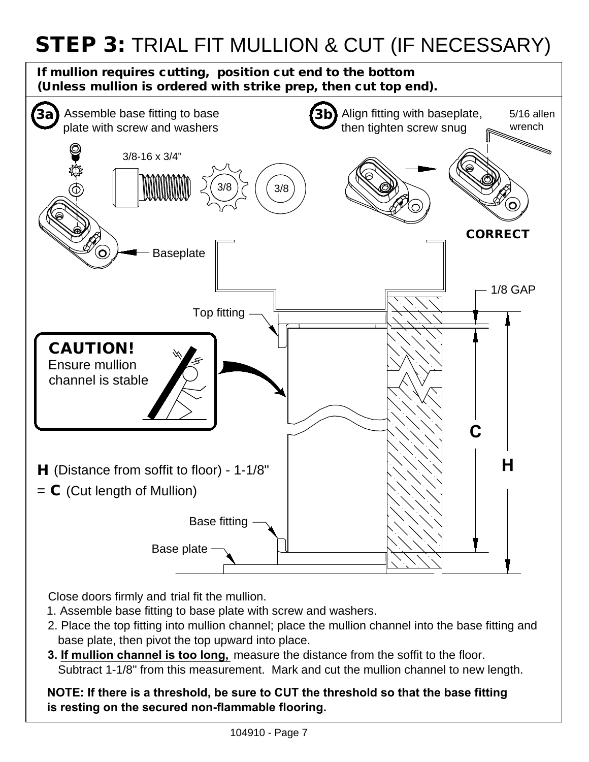# STEP 3: TRIAL FIT MULLION & CUT (IF NECESSARY)

**If mullion requires cutting, position cut end to the bottom (Unless mullion is ordered with strike prep, then cut top end).**

**3a** Assemble base fitting to base plate with screw and washers

3/8-16 x 3/4"

3/8

3/8

Baseplate

**3b** Align fitting with baseplate, then tighten screw snug

5/16 allen wrench

**CORRECT**

**CAUTION!**
Ensure mullion channel is stable

Top fitting

1/8 GAP

C

H

**H** (Distance from soffit to floor) - 1-1/8"
= **C** (Cut length of Mullion)

Base fitting

Base plate

Close doors firmly and trial fit the mullion.

1. Assemble base fitting to base plate with screw and washers.
2. Place the top fitting into mullion channel; place the mullion channel into the base fitting and base plate, then pivot the top upward into place.
3. **If mullion channel is too long,** measure the distance from the soffit to the floor. Subtract 1-1/8" from this measurement. Mark and cut the mullion channel to new length.

**NOTE: If there is a threshold, be sure to CUT the threshold so that the base fitting is resting on the secured non-flammable flooring.**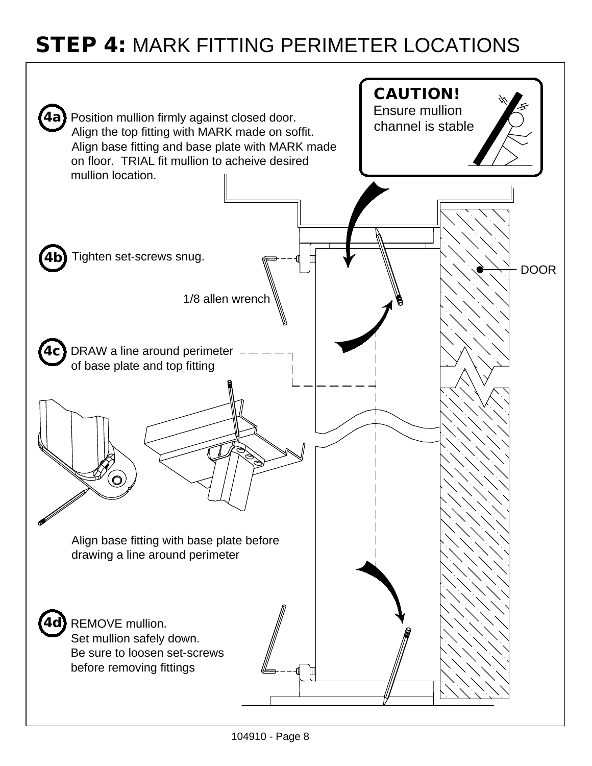# STEP 4: MARK FITTING PERIMETER LOCATIONS

**CAUTION!**
Ensure mullion channel is stable

**4a** Position mullion firmly against closed door. Align the top fitting with MARK made on soffit. Align base fitting and base plate with MARK made on floor. TRIAL fit mullion to acheive desired mullion location.

**4b** Tighten set-screws snug.

1/8 allen wrench

DOOR

**4c** DRAW a line around perimeter of base plate and top fitting

Align base fitting with base plate before drawing a line around perimeter

**4d** REMOVE mullion. Set mullion safely down. Be sure to loosen set-screws before removing fittings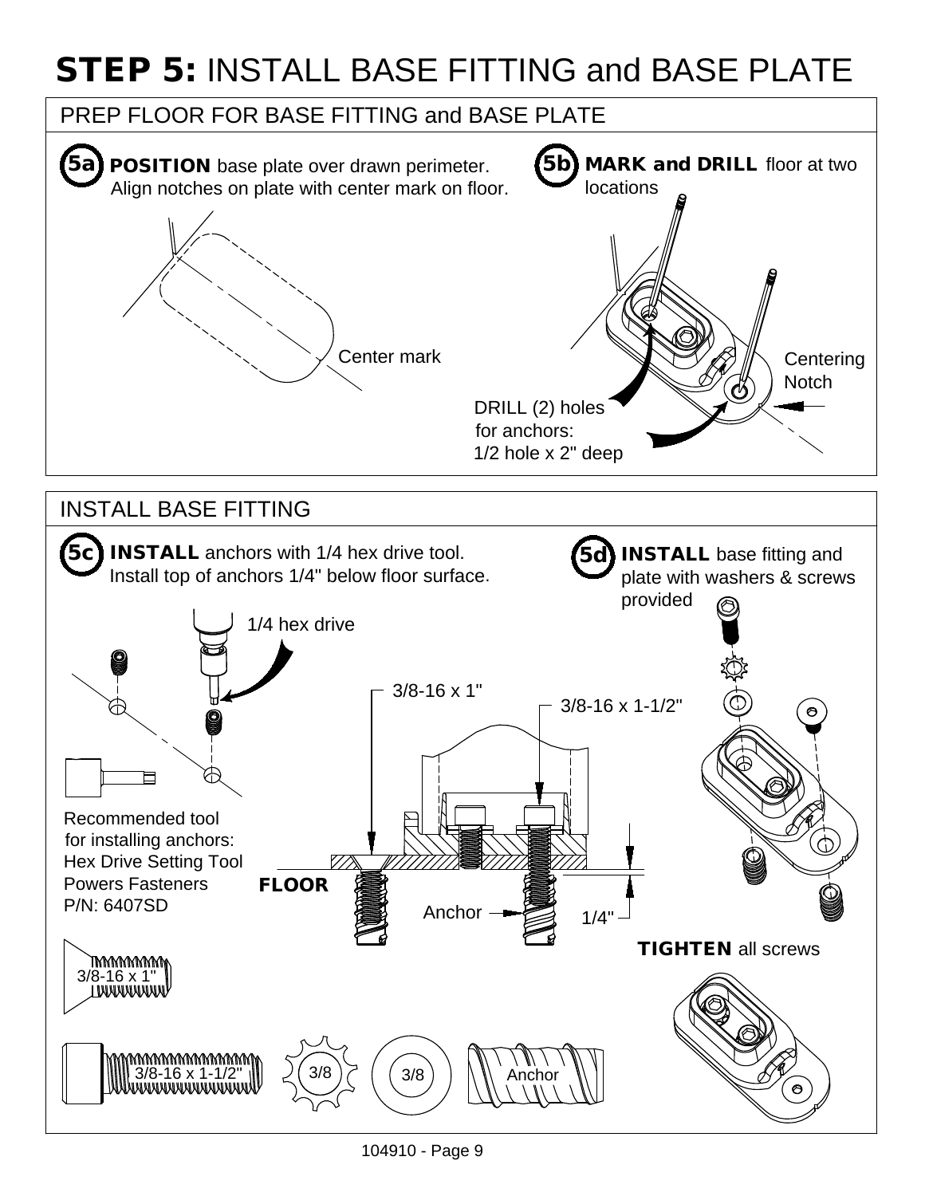# STEP 5: INSTALL BASE FITTING and BASE PLATE

## PREP FLOOR FOR BASE FITTING and BASE PLATE

**5a** **POSITION** base plate over drawn perimeter. Align notches on plate with center mark on floor.

Center mark

**5b** **MARK and DRILL** floor at two locations

Centering Notch

DRILL (2) holes for anchors: 1/2 hole x 2" deep

## INSTALL BASE FITTING

**5c** **INSTALL** anchors with 1/4 hex drive tool. Install top of anchors 1/4" below floor surface.

1/4 hex drive

Recommended tool for installing anchors:
Hex Drive Setting Tool
Powers Fasteners
P/N: 6407SD

3/8-16 x 1"

3/8-16 x 1-1/2"

**FLOOR**

Anchor

1/4"

**5d** **INSTALL** base fitting and plate with washers & screws provided

**TIGHTEN** all screws

3/8-16 x 1"

3/8-16 x 1-1/2"

3/8

3/8

Anchor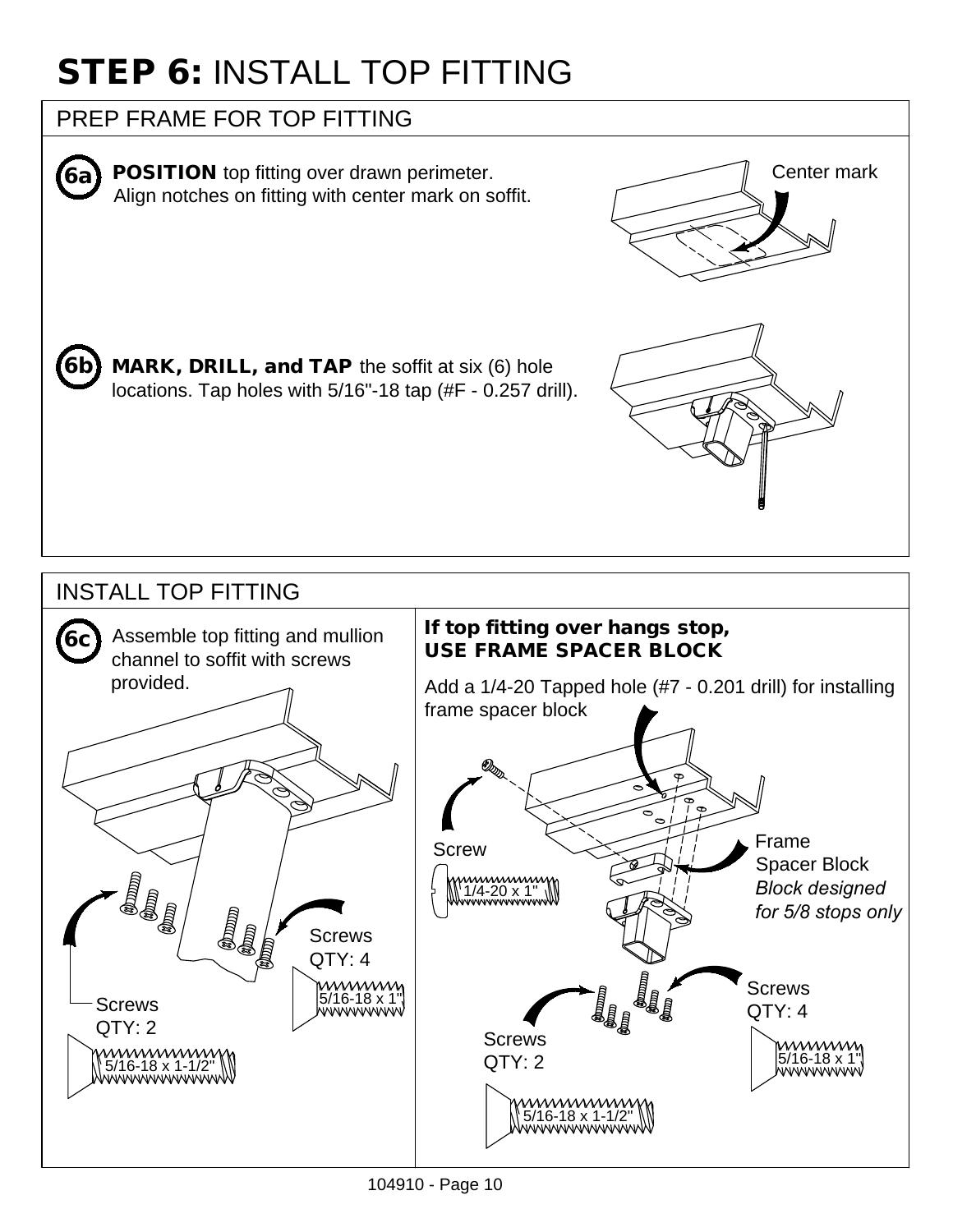# STEP 6: INSTALL TOP FITTING

## PREP FRAME FOR TOP FITTING

**6a** **POSITION** top fitting over drawn perimeter. Align notches on fitting with center mark on soffit.

Center mark

**6b** **MARK, DRILL, and TAP** the soffit at six (6) hole locations. Tap holes with 5/16"-18 tap (#F - 0.257 drill).

## INSTALL TOP FITTING

**6c** Assemble top fitting and mullion channel to soffit with screws provided.

Screws QTY: 4 — 5/16-18 x 1"

Screws QTY: 2 — 5/16-18 x 1-1/2"

**If top fitting over hangs stop, USE FRAME SPACER BLOCK**

Add a 1/4-20 Tapped hole (#7 - 0.201 drill) for installing frame spacer block

Screw — 1/4-20 x 1"

Frame Spacer Block
*Block designed for 5/8 stops only*

Screws QTY: 4 — 5/16-18 x 1"

Screws QTY: 2 — 5/16-18 x 1-1/2"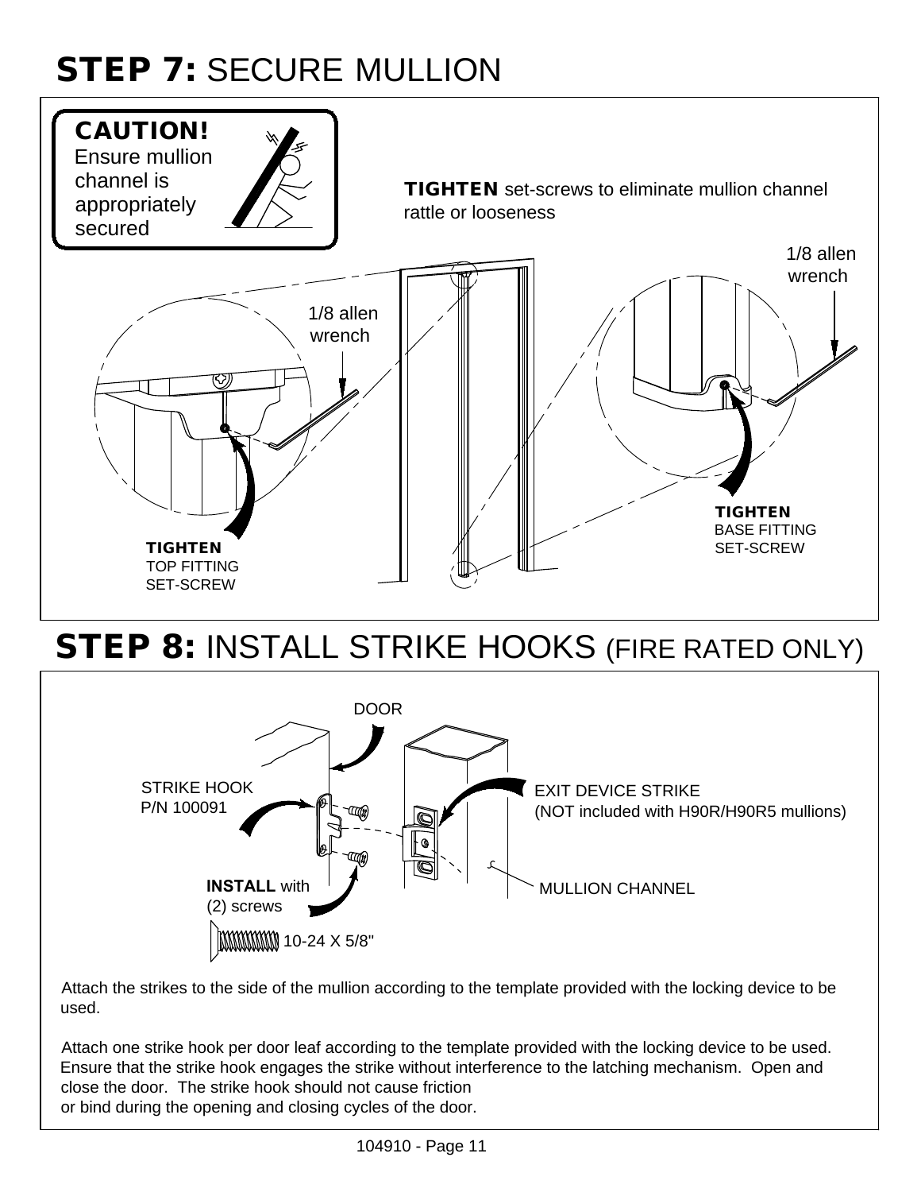## **STEP 7:** SECURE MULLION

**CAUTION!** Ensure mullion channel is appropriately secured

**TIGHTEN** set-screws to eliminate mullion channel rattle or looseness

1/8 allen wrench

1/8 allen wrench

**TIGHTEN** TOP FITTING SET-SCREW

**TIGHTEN** BASE FITTING SET-SCREW

## **STEP 8:** INSTALL STRIKE HOOKS (FIRE RATED ONLY)

DOOR

STRIKE HOOK P/N 100091

EXIT DEVICE STRIKE (NOT included with H90R/H90R5 mullions)

**INSTALL** with (2) screws

MULLION CHANNEL

10-24 X 5/8"

Attach the strikes to the side of the mullion according to the template provided with the locking device to be used.

Attach one strike hook per door leaf according to the template provided with the locking device to be used. Ensure that the strike hook engages the strike without interference to the latching mechanism. Open and close the door. The strike hook should not cause friction or bind during the opening and closing cycles of the door.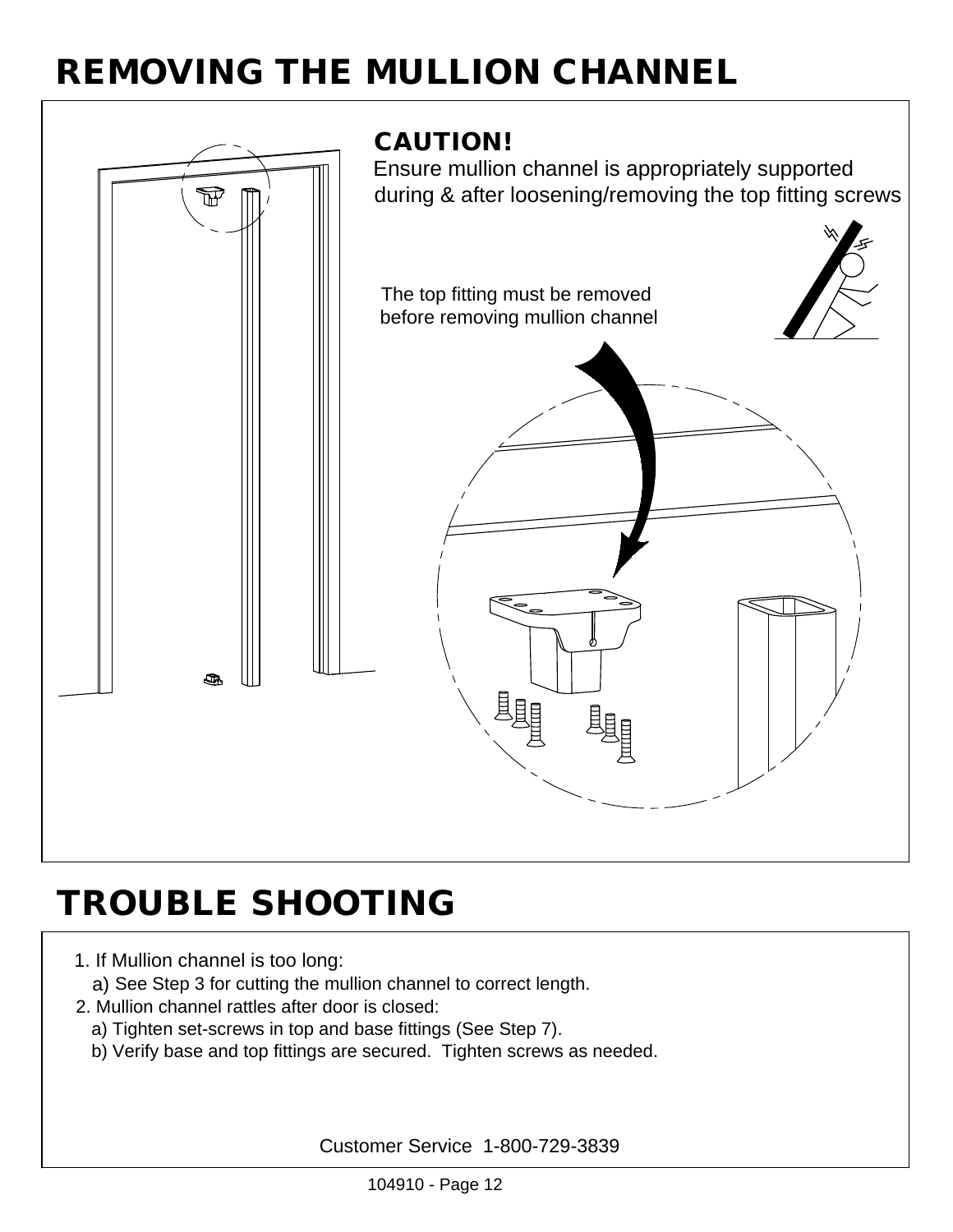# REMOVING THE MULLION CHANNEL

**CAUTION!**
Ensure mullion channel is appropriately supported during & after loosening/removing the top fitting screws

The top fitting must be removed before removing mullion channel

# TROUBLE SHOOTING

1. If Mullion channel is too long:
   a) See Step 3 for cutting the mullion channel to correct length.
2. Mullion channel rattles after door is closed:
   a) Tighten set-screws in top and base fittings (See Step 7).
   b) Verify base and top fittings are secured. Tighten screws as needed.

Customer Service 1-800-729-3839

104910 - Page 12